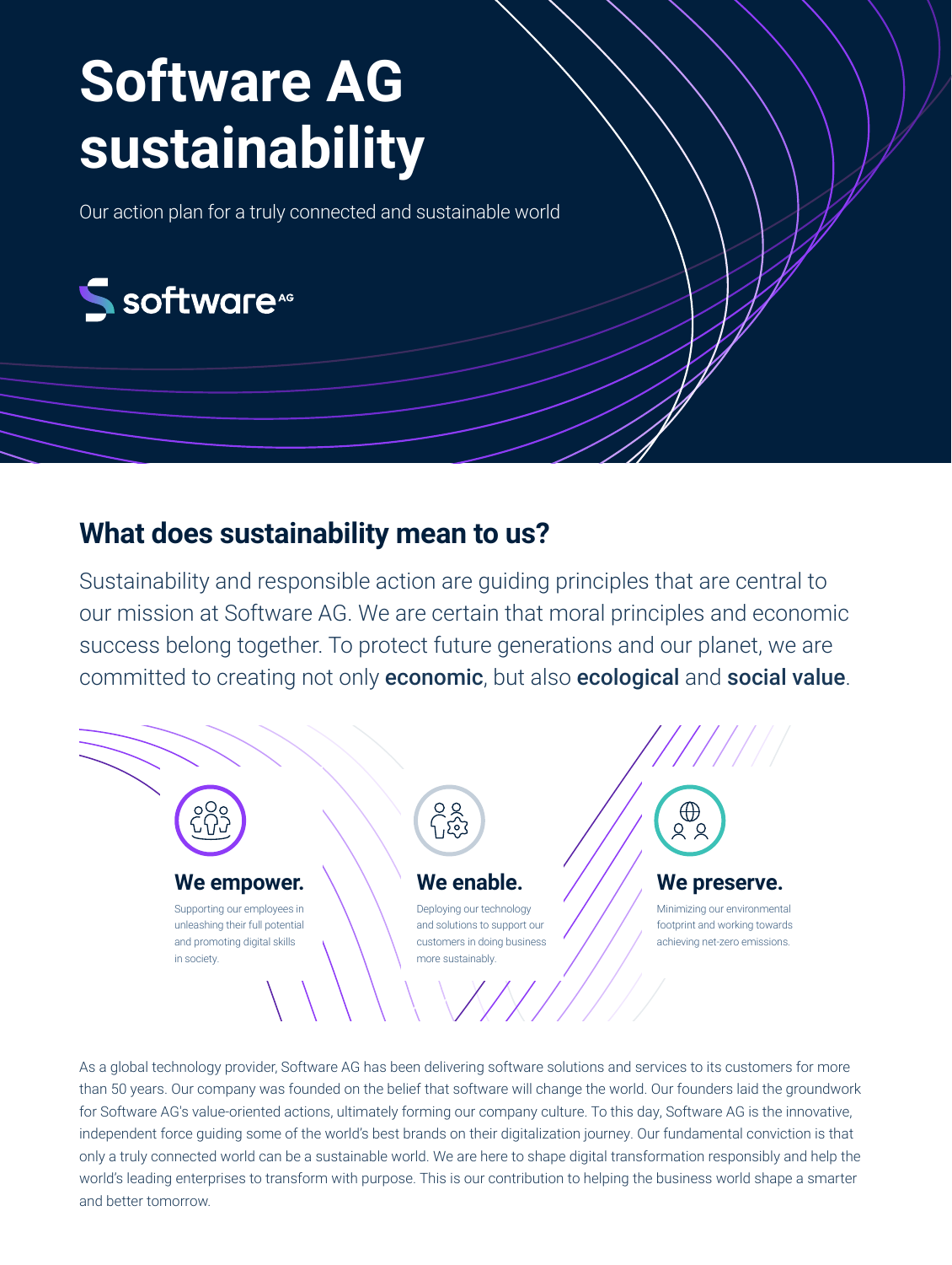# Software AG sustainability

Our action plan for a truly connected and sustainable world

## What does sustainability mean to us?

Sustainability and responsible action are guiding principles that are central to our mission at Software AG. We are certain that moral principles and economic success belong together. To protect future generations and our planet, we are committed to creating not only **economic**, but also **ecological** and **social value**.

### We empower.

Supporting our employees in unleashing their full potential and promoting digital skills in society.

### We enable.

Deploying our technology and solutions to support our customers in doing business more sustainably.

### We preserve.

Minimizing our environmental footprint and working towards achieving net-zero emissions.

As a global technology provider, Software AG has been delivering software solutions and services to its customers for more than 50 years. Our company was founded on the belief that software will change the world. Our founders laid the groundwork for Software AG's value-oriented actions, ultimately forming our company culture. To this day, Software AG is the innovative, independent force guiding some of the world's best brands on their digitalization journey. Our fundamental conviction is that only a truly connected world can be a sustainable world. We are here to shape digital transformation responsibly and help the world's leading enterprises to transform with purpose. This is our contribution to helping the business world shape a smarter and better tomorrow.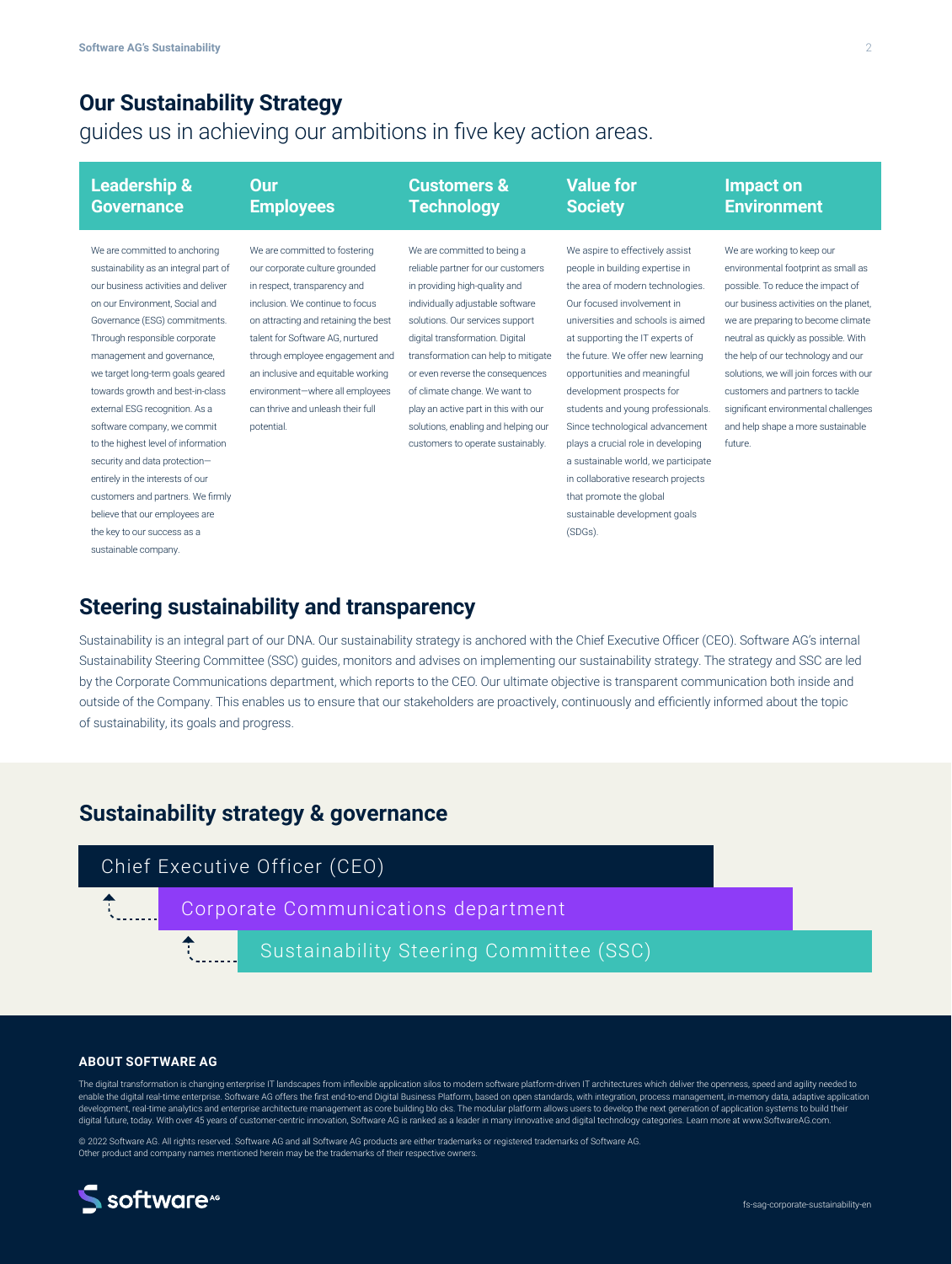## Our Sustainability Strategy

guides us in achieving our ambitions in five key action areas.

### Leadership & Governance

We are committed to anchoring sustainability as an integral part of our business activities and deliver on our Environment, Social and Governance (ESG) commitments. Through responsible corporate management and governance, we target long-term goals geared towards growth and best-in-class external ESG recognition. As a software company, we commit to the highest level of information security and data protection—entirely in the interests of our customers and partners. We firmly believe that our employees are the key to our success as a sustainable company.

### Our Employees

We are committed to fostering our corporate culture grounded in respect, transparency and inclusion. We continue to focus on attracting and retaining the best talent for Software AG, nurtured through employee engagement and an inclusive and equitable working environment—where all employees can thrive and unleash their full potential.

### Customers & Technology

We are committed to being a reliable partner for our customers in providing high-quality and individually adjustable software solutions. Our services support digital transformation. Digital transformation can help to mitigate or even reverse the consequences of climate change. We want to play an active part in this with our solutions, enabling and helping our customers to operate sustainably.

### Value for Society

We aspire to effectively assist people in building expertise in the area of modern technologies. Our focused involvement in universities and schools is aimed at supporting the IT experts of the future. We offer new learning opportunities and meaningful development prospects for students and young professionals. Since technological advancement plays a crucial role in developing a sustainable world, we participate in collaborative research projects that promote the global sustainable development goals (SDGs).

### Impact on Environment

We are working to keep our environmental footprint as small as possible. To reduce the impact of our business activities on the planet, we are preparing to become climate neutral as quickly as possible. With the help of our technology and our solutions, we will join forces with our customers and partners to tackle significant environmental challenges and help shape a more sustainable future.

## Steering sustainability and transparency

Sustainability is an integral part of our DNA. Our sustainability strategy is anchored with the Chief Executive Officer (CEO). Software AG's internal Sustainability Steering Committee (SSC) guides, monitors and advises on implementing our sustainability strategy. The strategy and SSC are led by the Corporate Communications department, which reports to the CEO. Our ultimate objective is transparent communication both inside and outside of the Company. This enables us to ensure that our stakeholders are proactively, continuously and efficiently informed about the topic of sustainability, its goals and progress.

## Sustainability strategy & governance

Chief Executive Officer (CEO)

Corporate Communications department

Sustainability Steering Committee (SSC)

### ABOUT SOFTWARE AG

The digital transformation is changing enterprise IT landscapes from inflexible application silos to modern software platform-driven IT architectures which deliver the openness, speed and agility needed to enable the digital real-time enterprise. Software AG offers the first end-to-end Digital Business Platform, based on open standards, with integration, process management, in-memory data, adaptive application development, real-time analytics and enterprise architecture management as core building blo cks. The modular platform allows users to develop the next generation of application systems to build their digital future, today. With over 45 years of customer-centric innovation, Software AG is ranked as a leader in many innovative and digital technology categories. Learn more at www.SoftwareAG.com.

© 2022 Software AG. All rights reserved. Software AG and all Software AG products are either trademarks or registered trademarks of Software AG. Other product and company names mentioned herein may be the trademarks of their respective owners.

fs-sag-corporate-sustainability-en